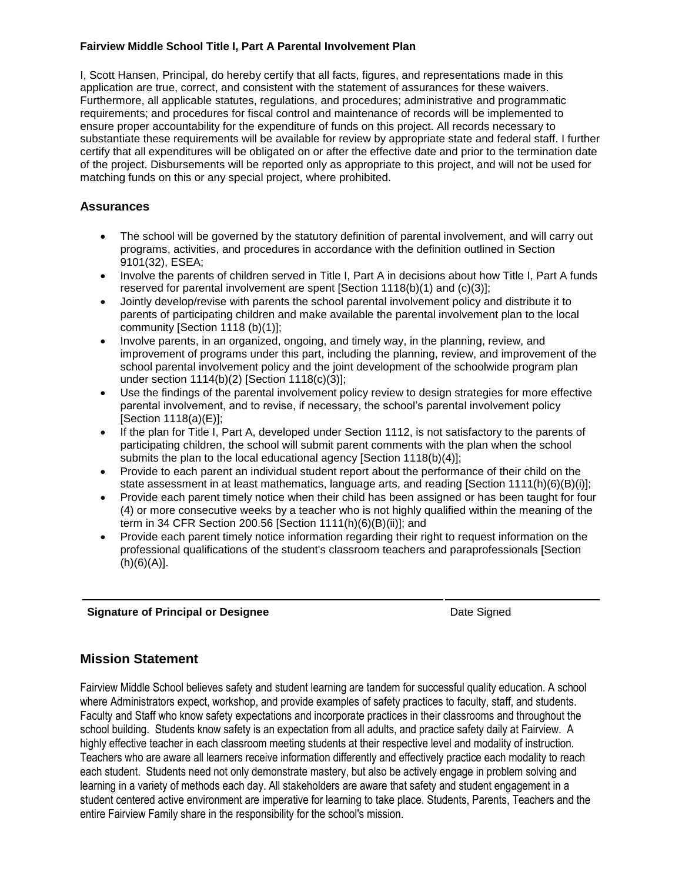**Fairview Middle School Title I, Part A Parental Involvement Plan**

I, Scott Hansen, Principal, do hereby certify that all facts, figures, and representations made in this application are true, correct, and consistent with the statement of assurances for these waivers. Furthermore, all applicable statutes, regulations, and procedures; administrative and programmatic requirements; and procedures for fiscal control and maintenance of records will be implemented to ensure proper accountability for the expenditure of funds on this project. All records necessary to substantiate these requirements will be available for review by appropriate state and federal staff. I further certify that all expenditures will be obligated on or after the effective date and prior to the termination date of the project. Disbursements will be reported only as appropriate to this project, and will not be used for matching funds on this or any special project, where prohibited.

## Assurances

- The school will be governed by the statutory definition of parental involvement, and will carry out programs, activities, and procedures in accordance with the definition outlined in Section 9101(32), ESEA;
- Involve the parents of children served in Title I, Part A in decisions about how Title I, Part A funds reserved for parental involvement are spent [Section 1118(b)(1) and (c)(3)];
- Jointly develop/revise with parents the school parental involvement policy and distribute it to parents of participating children and make available the parental involvement plan to the local community [Section 1118 (b)(1)];
- Involve parents, in an organized, ongoing, and timely way, in the planning, review, and improvement of programs under this part, including the planning, review, and improvement of the school parental involvement policy and the joint development of the schoolwide program plan under section 1114(b)(2) [Section 1118(c)(3)];
- Use the findings of the parental involvement policy review to design strategies for more effective parental involvement, and to revise, if necessary, the school's parental involvement policy [Section 1118(a)(E)];
- If the plan for Title I, Part A, developed under Section 1112, is not satisfactory to the parents of participating children, the school will submit parent comments with the plan when the school submits the plan to the local educational agency [Section 1118(b)(4)];
- Provide to each parent an individual student report about the performance of their child on the state assessment in at least mathematics, language arts, and reading [Section 1111(h)(6)(B)(i)];
- Provide each parent timely notice when their child has been assigned or has been taught for four (4) or more consecutive weeks by a teacher who is not highly qualified within the meaning of the term in 34 CFR Section 200.56 [Section 1111(h)(6)(B)(ii)]; and
- Provide each parent timely notice information regarding their right to request information on the professional qualifications of the student's classroom teachers and paraprofessionals [Section (h)(6)(A)].

**Signature of Principal or Designee** Date Signed

## Mission Statement

Fairview Middle School believes safety and student learning are tandem for successful quality education. A school where Administrators expect, workshop, and provide examples of safety practices to faculty, staff, and students. Faculty and Staff who know safety expectations and incorporate practices in their classrooms and throughout the school building. Students know safety is an expectation from all adults, and practice safety daily at Fairview. A highly effective teacher in each classroom meeting students at their respective level and modality of instruction. Teachers who are aware all learners receive information differently and effectively practice each modality to reach each student. Students need not only demonstrate mastery, but also be actively engage in problem solving and learning in a variety of methods each day. All stakeholders are aware that safety and student engagement in a student centered active environment are imperative for learning to take place. Students, Parents, Teachers and the entire Fairview Family share in the responsibility for the school's mission.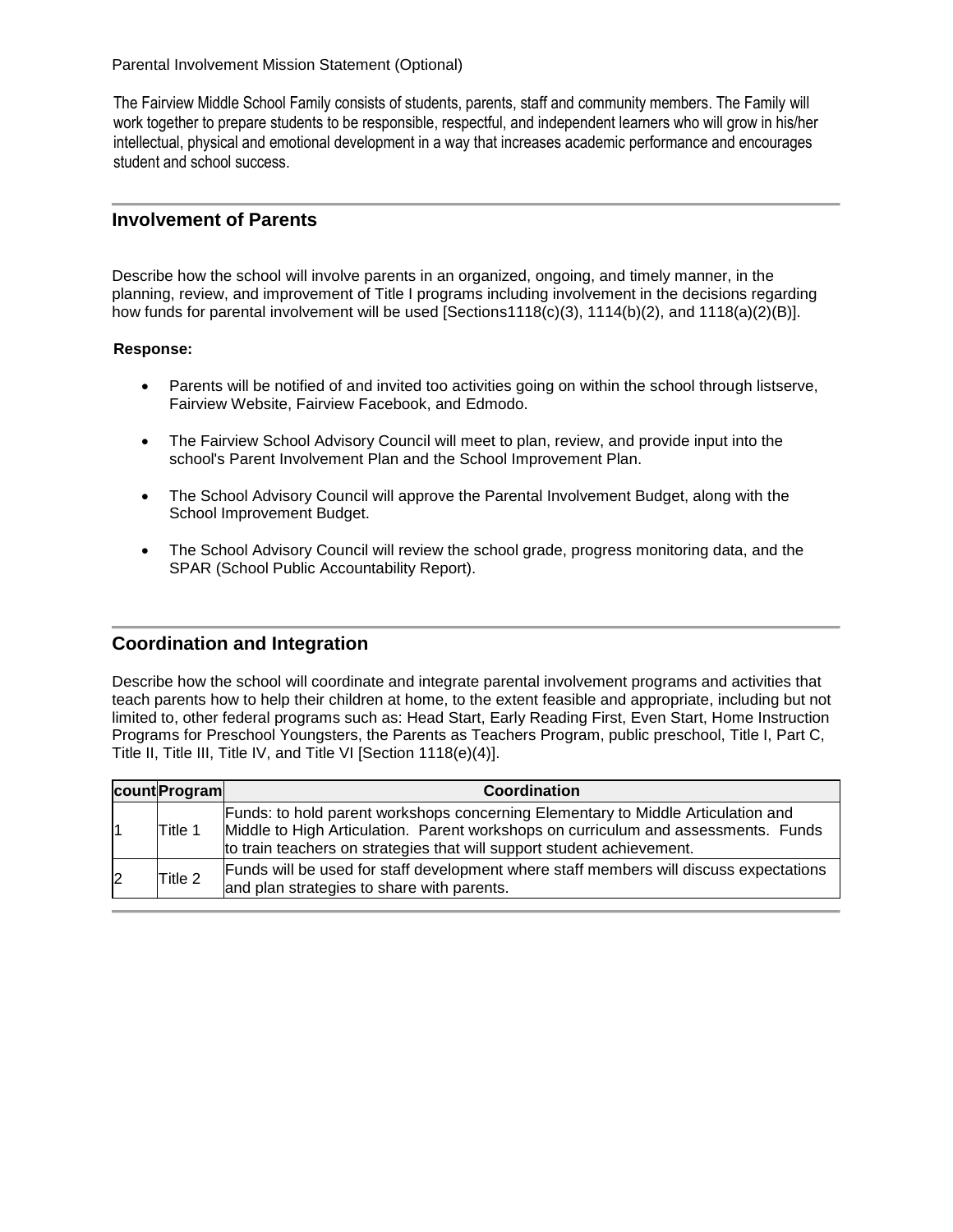Parental Involvement Mission Statement (Optional)

The Fairview Middle School Family consists of students, parents, staff and community members. The Family will work together to prepare students to be responsible, respectful, and independent learners who will grow in his/her intellectual, physical and emotional development in a way that increases academic performance and encourages student and school success.

## Involvement of Parents

Describe how the school will involve parents in an organized, ongoing, and timely manner, in the planning, review, and improvement of Title I programs including involvement in the decisions regarding how funds for parental involvement will be used [Sections1118(c)(3), 1114(b)(2), and 1118(a)(2)(B)].

**Response:**

- Parents will be notified of and invited too activities going on within the school through listserve, Fairview Website, Fairview Facebook, and Edmodo.
- The Fairview School Advisory Council will meet to plan, review, and provide input into the school's Parent Involvement Plan and the School Improvement Plan.
- The School Advisory Council will approve the Parental Involvement Budget, along with the School Improvement Budget.
- The School Advisory Council will review the school grade, progress monitoring data, and the SPAR (School Public Accountability Report).

## Coordination and Integration

Describe how the school will coordinate and integrate parental involvement programs and activities that teach parents how to help their children at home, to the extent feasible and appropriate, including but not limited to, other federal programs such as: Head Start, Early Reading First, Even Start, Home Instruction Programs for Preschool Youngsters, the Parents as Teachers Program, public preschool, Title I, Part C, Title II, Title III, Title IV, and Title VI [Section 1118(e)(4)].

| count | Program | Coordination |
|---|---|---|
| 1 | Title 1 | Funds: to hold parent workshops concerning Elementary to Middle Articulation and Middle to High Articulation. Parent workshops on curriculum and assessments. Funds to train teachers on strategies that will support student achievement. |
| 2 | Title 2 | Funds will be used for staff development where staff members will discuss expectations and plan strategies to share with parents. |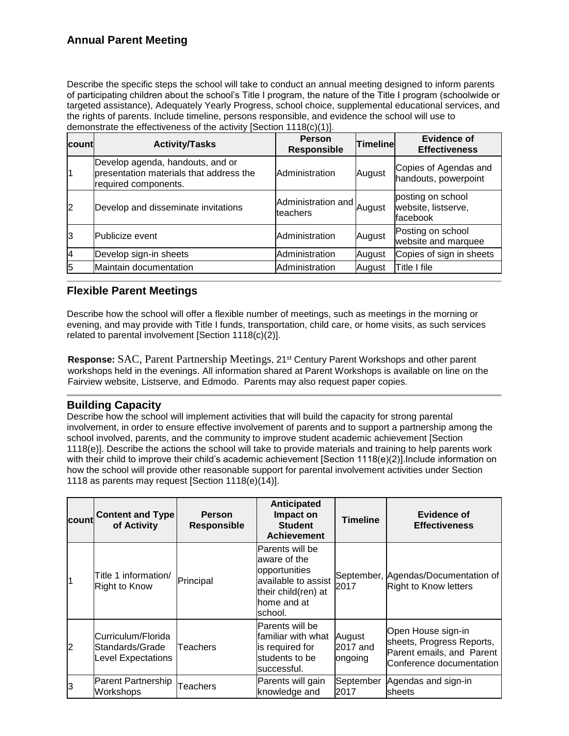## Annual Parent Meeting

Describe the specific steps the school will take to conduct an annual meeting designed to inform parents of participating children about the school's Title I program, the nature of the Title I program (schoolwide or targeted assistance), Adequately Yearly Progress, school choice, supplemental educational services, and the rights of parents. Include timeline, persons responsible, and evidence the school will use to demonstrate the effectiveness of the activity [Section 1118(c)(1)].

| count | Activity/Tasks | Person Responsible | Timeline | Evidence of Effectiveness |
|---|---|---|---|---|
| 1 | Develop agenda, handouts, and or presentation materials that address the required components. | Administration | August | Copies of Agendas and handouts, powerpoint |
| 2 | Develop and disseminate invitations | Administration and teachers | August | posting on school website, listserve, facebook |
| 3 | Publicize event | Administration | August | Posting on school website and marquee |
| 4 | Develop sign-in sheets | Administration | August | Copies of sign in sheets |
| 5 | Maintain documentation | Administration | August | Title I file |

## Flexible Parent Meetings

Describe how the school will offer a flexible number of meetings, such as meetings in the morning or evening, and may provide with Title I funds, transportation, child care, or home visits, as such services related to parental involvement [Section 1118(c)(2)].

**Response:** SAC, Parent Partnership Meetings, 21st Century Parent Workshops and other parent workshops held in the evenings. All information shared at Parent Workshops is available on line on the Fairview website, Listserve, and Edmodo. Parents may also request paper copies.

## Building Capacity

Describe how the school will implement activities that will build the capacity for strong parental involvement, in order to ensure effective involvement of parents and to support a partnership among the school involved, parents, and the community to improve student academic achievement [Section 1118(e)]. Describe the actions the school will take to provide materials and training to help parents work with their child to improve their child's academic achievement [Section 1118(e)(2)].Include information on how the school will provide other reasonable support for parental involvement activities under Section 1118 as parents may request [Section 1118(e)(14)].

| count | Content and Type of Activity | Person Responsible | Anticipated Impact on Student Achievement | Timeline | Evidence of Effectiveness |
|---|---|---|---|---|---|
| 1 | Title 1 information/ Right to Know | Principal | Parents will be aware of the opportunities available to assist their child(ren) at home and at school. | September, 2017 | Agendas/Documentation of Right to Know letters |
| 2 | Curriculum/Florida Standards/Grade Level Expectations | Teachers | Parents will be familiar with what is required for students to be successful. | August 2017 and ongoing | Open House sign-in sheets, Progress Reports, Parent emails, and Parent Conference documentation |
| 3 | Parent Partnership Workshops | Teachers | Parents will gain knowledge and | September 2017 | Agendas and sign-in sheets |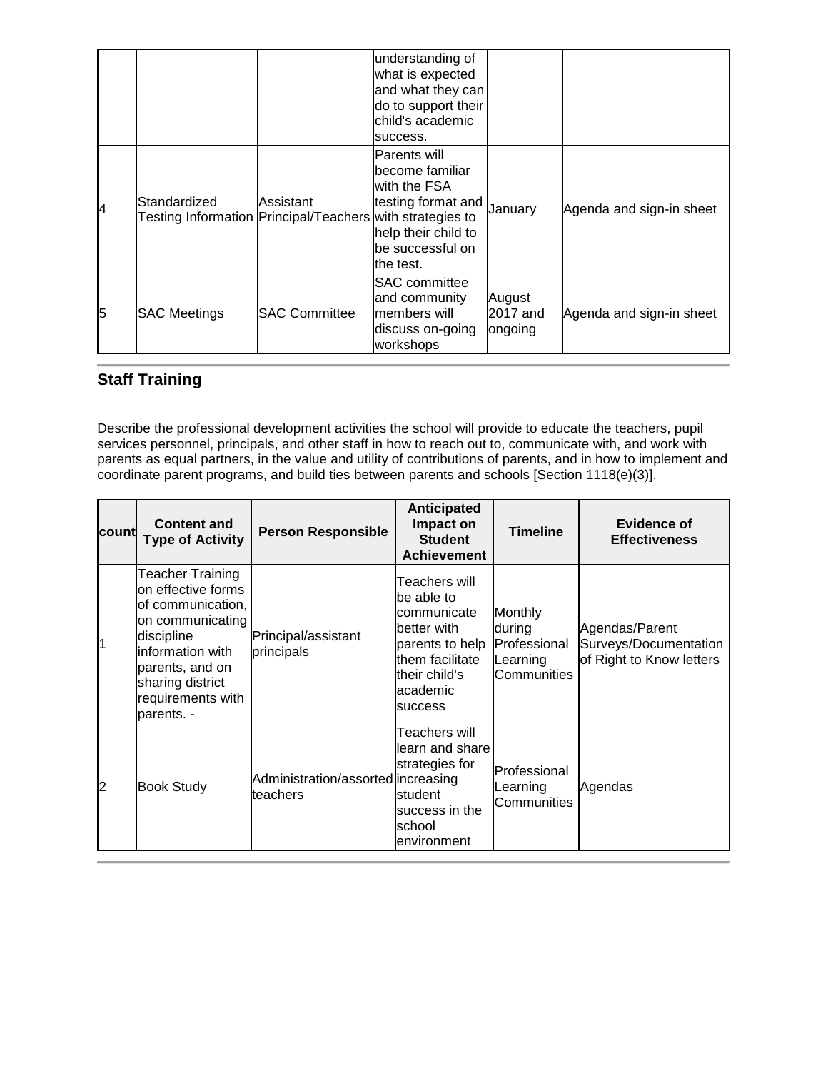|  |  |  | understanding of what is expected and what they can do to support their child's academic success. |  |  |
|---|---|---|---|---|---|
| 4 | Standardized Testing Information | Assistant Principal/Teachers | Parents will become familiar with the FSA testing format and with strategies to help their child to be successful on the test. | January | Agenda and sign-in sheet |
| 5 | SAC Meetings | SAC Committee | SAC committee and community members will discuss on-going workshops | August 2017 and ongoing | Agenda and sign-in sheet |

## Staff Training

Describe the professional development activities the school will provide to educate the teachers, pupil services personnel, principals, and other staff in how to reach out to, communicate with, and work with parents as equal partners, in the value and utility of contributions of parents, and in how to implement and coordinate parent programs, and build ties between parents and schools [Section 1118(e)(3)].

| count | Content and Type of Activity | Person Responsible | Anticipated Impact on Student Achievement | Timeline | Evidence of Effectiveness |
|---|---|---|---|---|---|
| 1 | Teacher Training on effective forms of communication, on communicating discipline information with parents, and on sharing district requirements with parents. - | Principal/assistant principals | Teachers will be able to communicate better with parents to help them facilitate their child's academic success | Monthly during Professional Learning Communities | Agendas/Parent Surveys/Documentation of Right to Know letters |
| 2 | Book Study | Administration/assorted teachers | Teachers will learn and share strategies for increasing student success in the school environment | Professional Learning Communities | Agendas |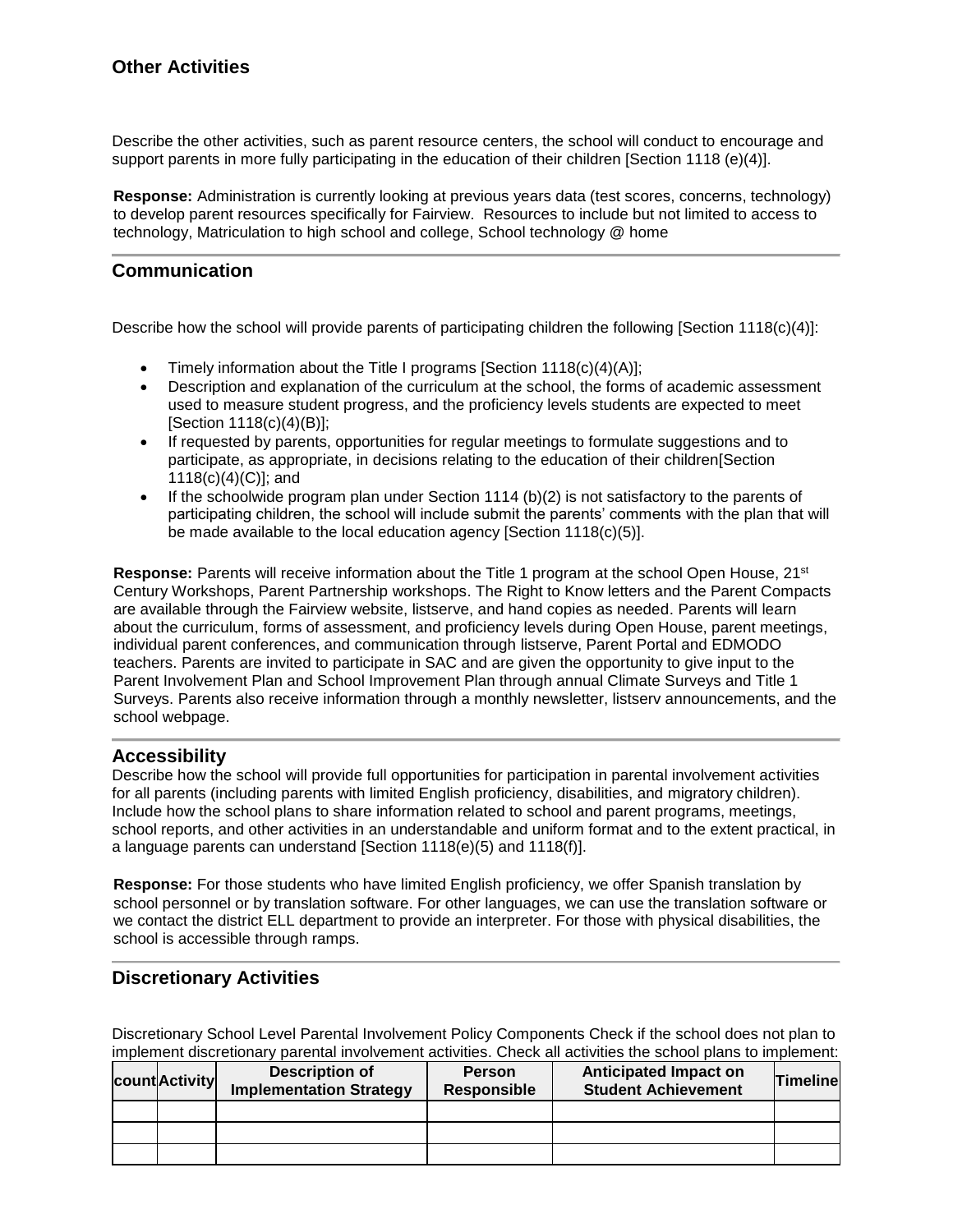## Other Activities

Describe the other activities, such as parent resource centers, the school will conduct to encourage and support parents in more fully participating in the education of their children [Section 1118 (e)(4)].

**Response:** Administration is currently looking at previous years data (test scores, concerns, technology) to develop parent resources specifically for Fairview. Resources to include but not limited to access to technology, Matriculation to high school and college, School technology @ home

## Communication

Describe how the school will provide parents of participating children the following [Section 1118(c)(4)]:

- Timely information about the Title I programs [Section 1118(c)(4)(A)];
- Description and explanation of the curriculum at the school, the forms of academic assessment used to measure student progress, and the proficiency levels students are expected to meet [Section 1118(c)(4)(B)];
- If requested by parents, opportunities for regular meetings to formulate suggestions and to participate, as appropriate, in decisions relating to the education of their children[Section 1118(c)(4)(C)]; and
- If the schoolwide program plan under Section 1114 (b)(2) is not satisfactory to the parents of participating children, the school will include submit the parents' comments with the plan that will be made available to the local education agency [Section 1118(c)(5)].

**Response:** Parents will receive information about the Title 1 program at the school Open House, 21st Century Workshops, Parent Partnership workshops. The Right to Know letters and the Parent Compacts are available through the Fairview website, listserve, and hand copies as needed. Parents will learn about the curriculum, forms of assessment, and proficiency levels during Open House, parent meetings, individual parent conferences, and communication through listserve, Parent Portal and EDMODO teachers. Parents are invited to participate in SAC and are given the opportunity to give input to the Parent Involvement Plan and School Improvement Plan through annual Climate Surveys and Title 1 Surveys. Parents also receive information through a monthly newsletter, listserv announcements, and the school webpage.

## Accessibility

Describe how the school will provide full opportunities for participation in parental involvement activities for all parents (including parents with limited English proficiency, disabilities, and migratory children). Include how the school plans to share information related to school and parent programs, meetings, school reports, and other activities in an understandable and uniform format and to the extent practical, in a language parents can understand [Section 1118(e)(5) and 1118(f)].

**Response:** For those students who have limited English proficiency, we offer Spanish translation by school personnel or by translation software. For other languages, we can use the translation software or we contact the district ELL department to provide an interpreter. For those with physical disabilities, the school is accessible through ramps.

## Discretionary Activities

Discretionary School Level Parental Involvement Policy Components Check if the school does not plan to implement discretionary parental involvement activities. Check all activities the school plans to implement:

| count | Activity | Description of Implementation Strategy | Person Responsible | Anticipated Impact on Student Achievement | Timeline |
|---|---|---|---|---|---|
| | | | | | |
| | | | | | |
| | | | | | |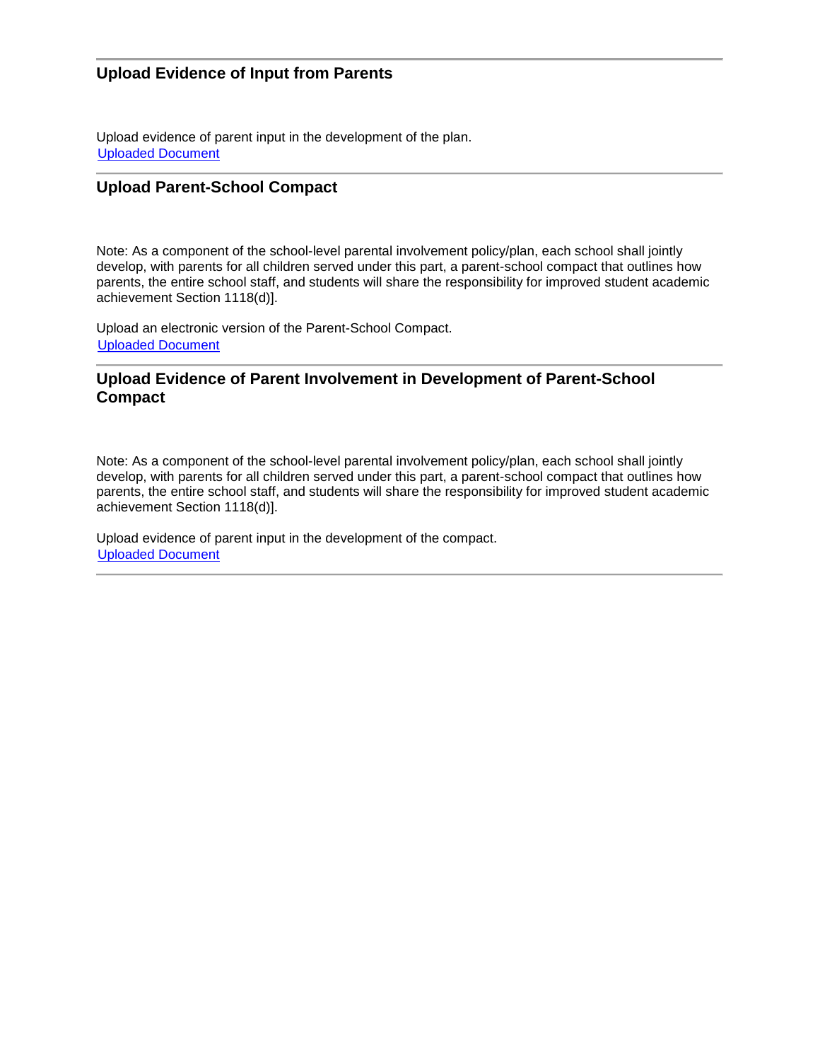## Upload Evidence of Input from Parents

Upload evidence of parent input in the development of the plan.
Uploaded Document

## Upload Parent-School Compact

Note: As a component of the school-level parental involvement policy/plan, each school shall jointly develop, with parents for all children served under this part, a parent-school compact that outlines how parents, the entire school staff, and students will share the responsibility for improved student academic achievement Section 1118(d)].

Upload an electronic version of the Parent-School Compact.
Uploaded Document

## Upload Evidence of Parent Involvement in Development of Parent-School Compact

Note: As a component of the school-level parental involvement policy/plan, each school shall jointly develop, with parents for all children served under this part, a parent-school compact that outlines how parents, the entire school staff, and students will share the responsibility for improved student academic achievement Section 1118(d)].

Upload evidence of parent input in the development of the compact.
Uploaded Document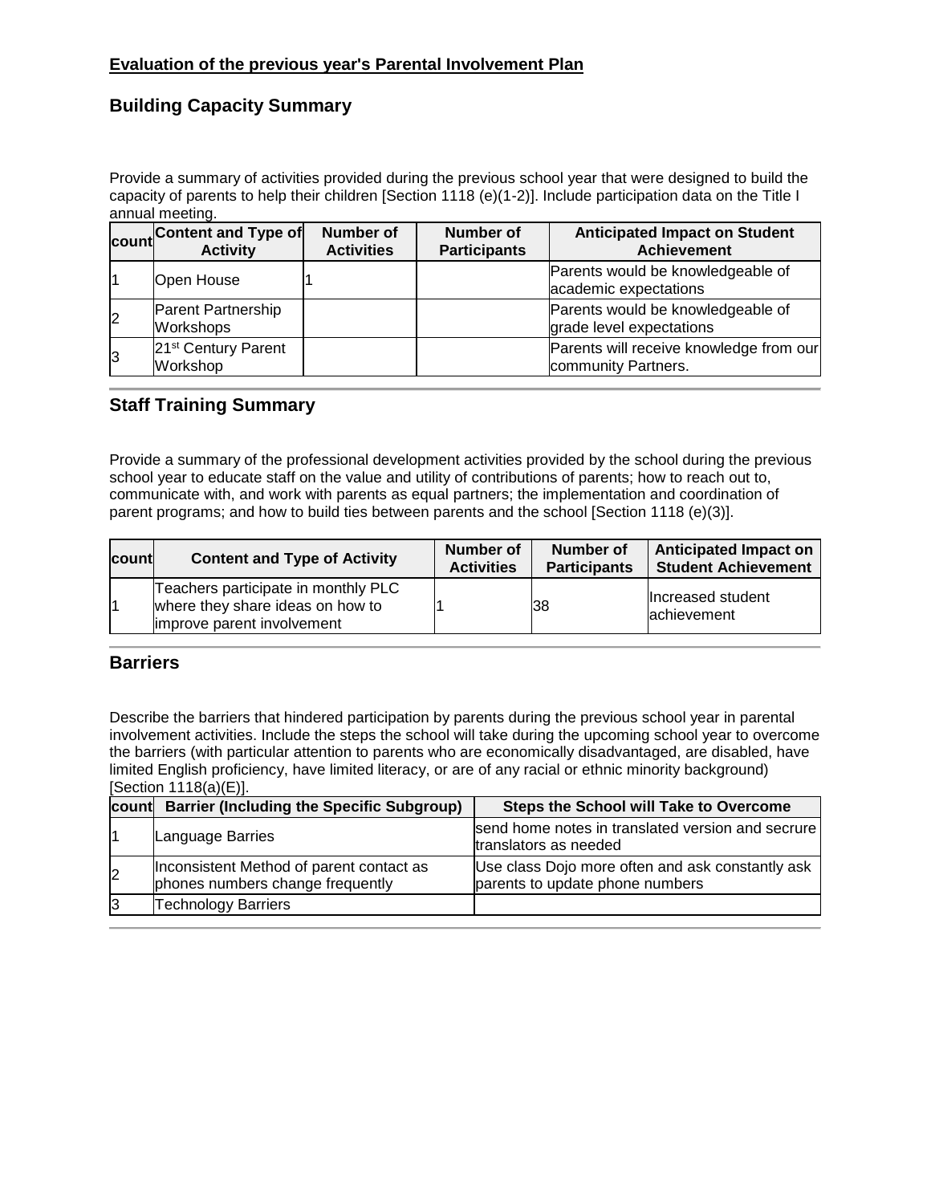**Evaluation of the previous year's Parental Involvement Plan**

## Building Capacity Summary

Provide a summary of activities provided during the previous school year that were designed to build the capacity of parents to help their children [Section 1118 (e)(1-2)]. Include participation data on the Title I annual meeting.

| count | Content and Type of Activity | Number of Activities | Number of Participants | Anticipated Impact on Student Achievement |
|---|---|---|---|---|
| 1 | Open House | 1 | | Parents would be knowledgeable of academic expectations |
| 2 | Parent Partnership Workshops | | | Parents would be knowledgeable of grade level expectations |
| 3 | 21st Century Parent Workshop | | | Parents will receive knowledge from our community Partners. |

## Staff Training Summary

Provide a summary of the professional development activities provided by the school during the previous school year to educate staff on the value and utility of contributions of parents; how to reach out to, communicate with, and work with parents as equal partners; the implementation and coordination of parent programs; and how to build ties between parents and the school [Section 1118 (e)(3)].

| count | Content and Type of Activity | Number of Activities | Number of Participants | Anticipated Impact on Student Achievement |
|---|---|---|---|---|
| 1 | Teachers participate in monthly PLC where they share ideas on how to improve parent involvement | 1 | 38 | Increased student achievement |

## Barriers

Describe the barriers that hindered participation by parents during the previous school year in parental involvement activities. Include the steps the school will take during the upcoming school year to overcome the barriers (with particular attention to parents who are economically disadvantaged, are disabled, have limited English proficiency, have limited literacy, or are of any racial or ethnic minority background) [Section 1118(a)(E)].

| count | Barrier (Including the Specific Subgroup) | Steps the School will Take to Overcome |
|---|---|---|
| 1 | Language Barriers | send home notes in translated version and secrure translators as needed |
| 2 | Inconsistent Method of parent contact as phones numbers change frequently | Use class Dojo more often and ask constantly ask parents to update phone numbers |
| 3 | Technology Barriers | |